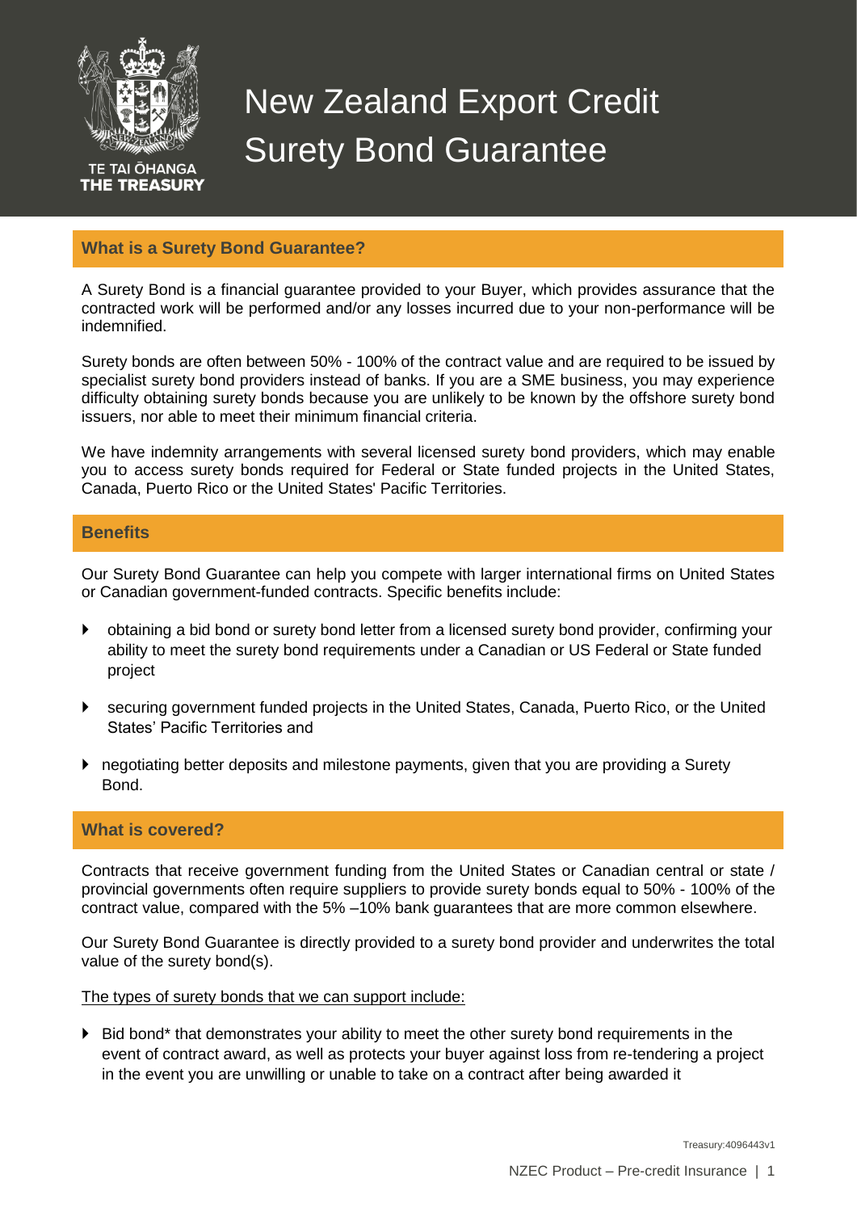TE TAI ŌHANGA
THE TREASURY

# New Zealand Export Credit Surety Bond Guarantee

## What is a Surety Bond Guarantee?

A Surety Bond is a financial guarantee provided to your Buyer, which provides assurance that the contracted work will be performed and/or any losses incurred due to your non-performance will be indemnified.

Surety bonds are often between 50% - 100% of the contract value and are required to be issued by specialist surety bond providers instead of banks. If you are a SME business, you may experience difficulty obtaining surety bonds because you are unlikely to be known by the offshore surety bond issuers, nor able to meet their minimum financial criteria.

We have indemnity arrangements with several licensed surety bond providers, which may enable you to access surety bonds required for Federal or State funded projects in the United States, Canada, Puerto Rico or the United States' Pacific Territories.

## Benefits

Our Surety Bond Guarantee can help you compete with larger international firms on United States or Canadian government-funded contracts. Specific benefits include:

- obtaining a bid bond or surety bond letter from a licensed surety bond provider, confirming your ability to meet the surety bond requirements under a Canadian or US Federal or State funded project
- securing government funded projects in the United States, Canada, Puerto Rico, or the United States' Pacific Territories and
- negotiating better deposits and milestone payments, given that you are providing a Surety Bond.

## What is covered?

Contracts that receive government funding from the United States or Canadian central or state / provincial governments often require suppliers to provide surety bonds equal to 50% - 100% of the contract value, compared with the 5% –10% bank guarantees that are more common elsewhere.

Our Surety Bond Guarantee is directly provided to a surety bond provider and underwrites the total value of the surety bond(s).

The types of surety bonds that we can support include:

- Bid bond* that demonstrates your ability to meet the other surety bond requirements in the event of contract award, as well as protects your buyer against loss from re-tendering a project in the event you are unwilling or unable to take on a contract after being awarded it

Treasury:4096443v1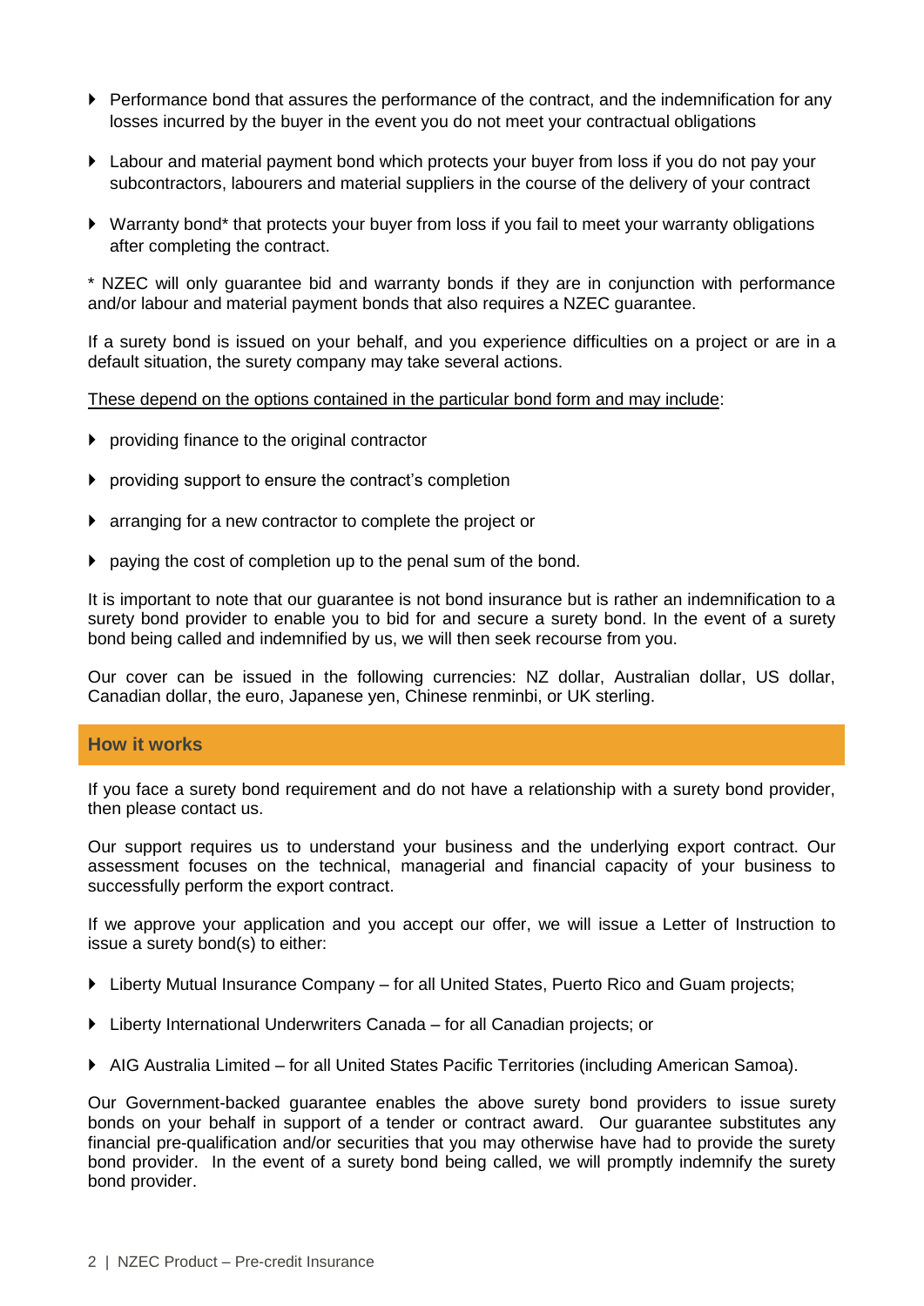- Performance bond that assures the performance of the contract, and the indemnification for any losses incurred by the buyer in the event you do not meet your contractual obligations
- Labour and material payment bond which protects your buyer from loss if you do not pay your subcontractors, labourers and material suppliers in the course of the delivery of your contract
- Warranty bond* that protects your buyer from loss if you fail to meet your warranty obligations after completing the contract.

* NZEC will only guarantee bid and warranty bonds if they are in conjunction with performance and/or labour and material payment bonds that also requires a NZEC guarantee.

If a surety bond is issued on your behalf, and you experience difficulties on a project or are in a default situation, the surety company may take several actions.

<u>These depend on the options contained in the particular bond form and may include</u>:

- providing finance to the original contractor
- providing support to ensure the contract's completion
- arranging for a new contractor to complete the project or
- paying the cost of completion up to the penal sum of the bond.

It is important to note that our guarantee is not bond insurance but is rather an indemnification to a surety bond provider to enable you to bid for and secure a surety bond. In the event of a surety bond being called and indemnified by us, we will then seek recourse from you.

Our cover can be issued in the following currencies: NZ dollar, Australian dollar, US dollar, Canadian dollar, the euro, Japanese yen, Chinese renminbi, or UK sterling.

## How it works

If you face a surety bond requirement and do not have a relationship with a surety bond provider, then please contact us.

Our support requires us to understand your business and the underlying export contract. Our assessment focuses on the technical, managerial and financial capacity of your business to successfully perform the export contract.

If we approve your application and you accept our offer, we will issue a Letter of Instruction to issue a surety bond(s) to either:

- Liberty Mutual Insurance Company – for all United States, Puerto Rico and Guam projects;
- Liberty International Underwriters Canada – for all Canadian projects; or
- AIG Australia Limited – for all United States Pacific Territories (including American Samoa).

Our Government-backed guarantee enables the above surety bond providers to issue surety bonds on your behalf in support of a tender or contract award. Our guarantee substitutes any financial pre-qualification and/or securities that you may otherwise have had to provide the surety bond provider. In the event of a surety bond being called, we will promptly indemnify the surety bond provider.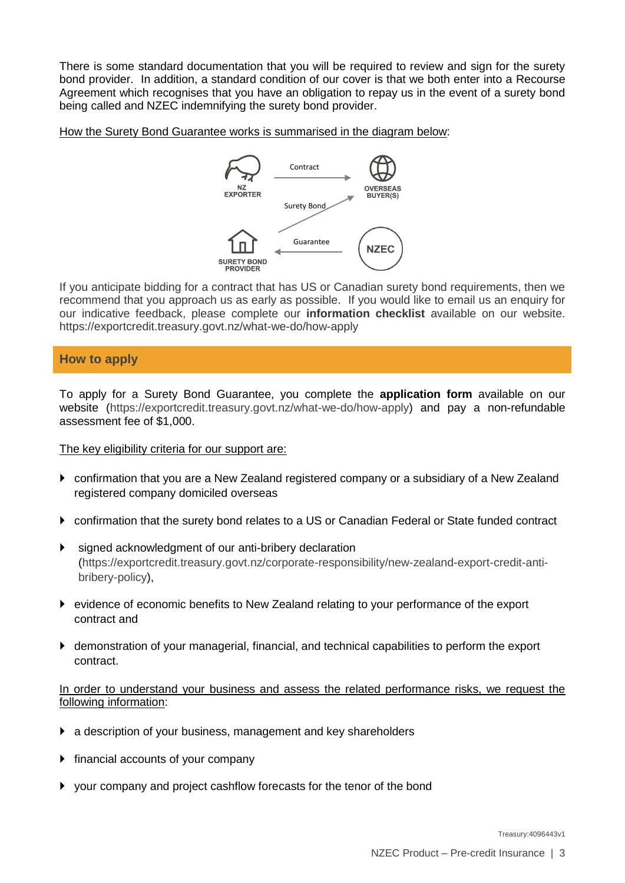There is some standard documentation that you will be required to review and sign for the surety bond provider. In addition, a standard condition of our cover is that we both enter into a Recourse Agreement which recognises that you have an obligation to repay us in the event of a surety bond being called and NZEC indemnifying the surety bond provider.

How the Surety Bond Guarantee works is summarised in the diagram below:

If you anticipate bidding for a contract that has US or Canadian surety bond requirements, then we recommend that you approach us as early as possible. If you would like to email us an enquiry for our indicative feedback, please complete our **information checklist** available on our website. https://exportcredit.treasury.govt.nz/what-we-do/how-apply

## How to apply

To apply for a Surety Bond Guarantee, you complete the **application form** available on our website (https://exportcredit.treasury.govt.nz/what-we-do/how-apply) and pay a non-refundable assessment fee of $1,000.

The key eligibility criteria for our support are:

- confirmation that you are a New Zealand registered company or a subsidiary of a New Zealand registered company domiciled overseas
- confirmation that the surety bond relates to a US or Canadian Federal or State funded contract
- signed acknowledgment of our anti-bribery declaration (https://exportcredit.treasury.govt.nz/corporate-responsibility/new-zealand-export-credit-anti-bribery-policy),
- evidence of economic benefits to New Zealand relating to your performance of the export contract and
- demonstration of your managerial, financial, and technical capabilities to perform the export contract.

In order to understand your business and assess the related performance risks, we request the following information:

- a description of your business, management and key shareholders
- financial accounts of your company
- your company and project cashflow forecasts for the tenor of the bond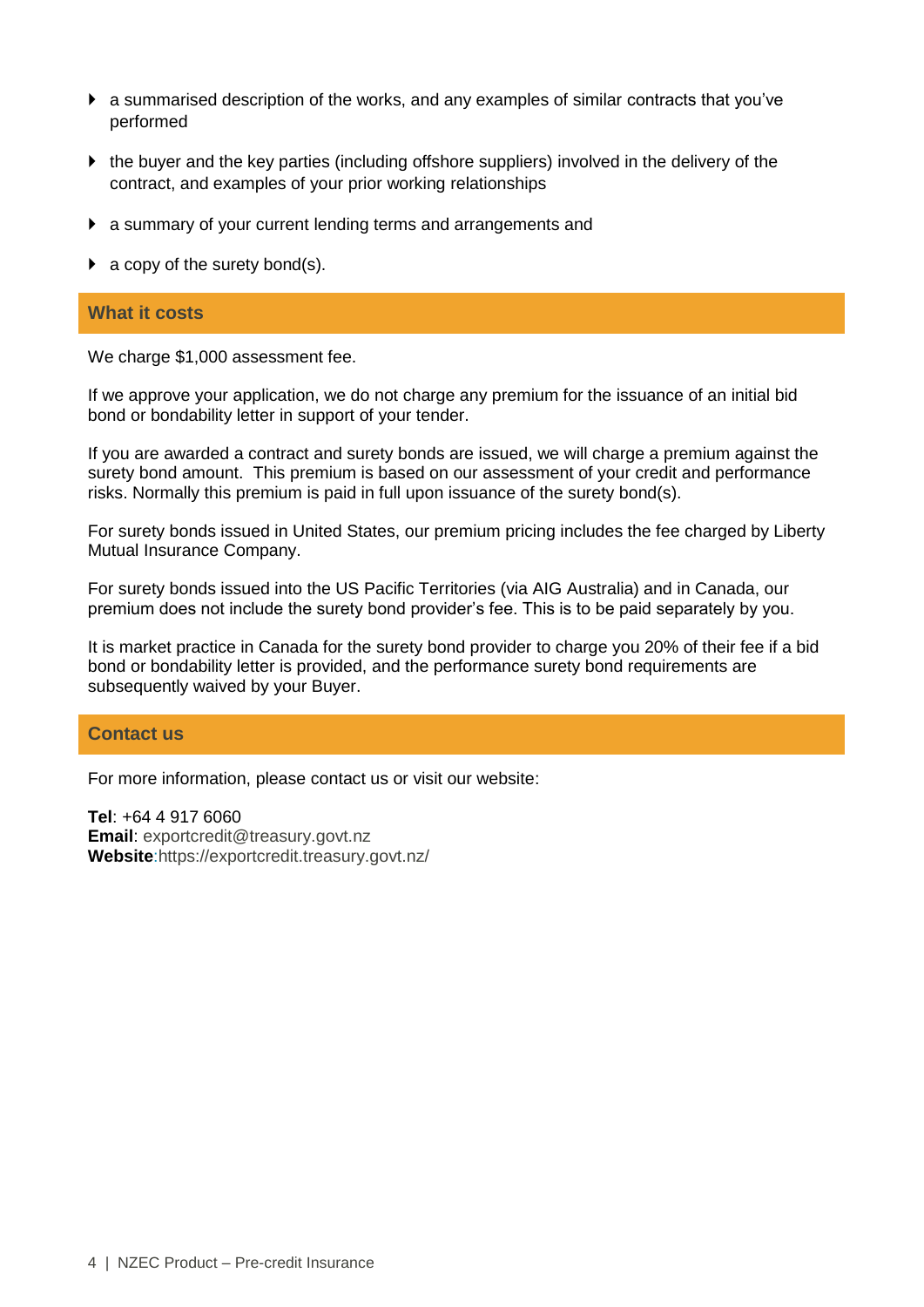- a summarised description of the works, and any examples of similar contracts that you've performed
- the buyer and the key parties (including offshore suppliers) involved in the delivery of the contract, and examples of your prior working relationships
- a summary of your current lending terms and arrangements and
- a copy of the surety bond(s).

## What it costs

We charge $1,000 assessment fee.

If we approve your application, we do not charge any premium for the issuance of an initial bid bond or bondability letter in support of your tender.

If you are awarded a contract and surety bonds are issued, we will charge a premium against the surety bond amount. This premium is based on our assessment of your credit and performance risks. Normally this premium is paid in full upon issuance of the surety bond(s).

For surety bonds issued in United States, our premium pricing includes the fee charged by Liberty Mutual Insurance Company.

For surety bonds issued into the US Pacific Territories (via AIG Australia) and in Canada, our premium does not include the surety bond provider's fee. This is to be paid separately by you.

It is market practice in Canada for the surety bond provider to charge you 20% of their fee if a bid bond or bondability letter is provided, and the performance surety bond requirements are subsequently waived by your Buyer.

## Contact us

For more information, please contact us or visit our website:

**Tel**: +64 4 917 6060
**Email**: exportcredit@treasury.govt.nz
**Website**:https://exportcredit.treasury.govt.nz/